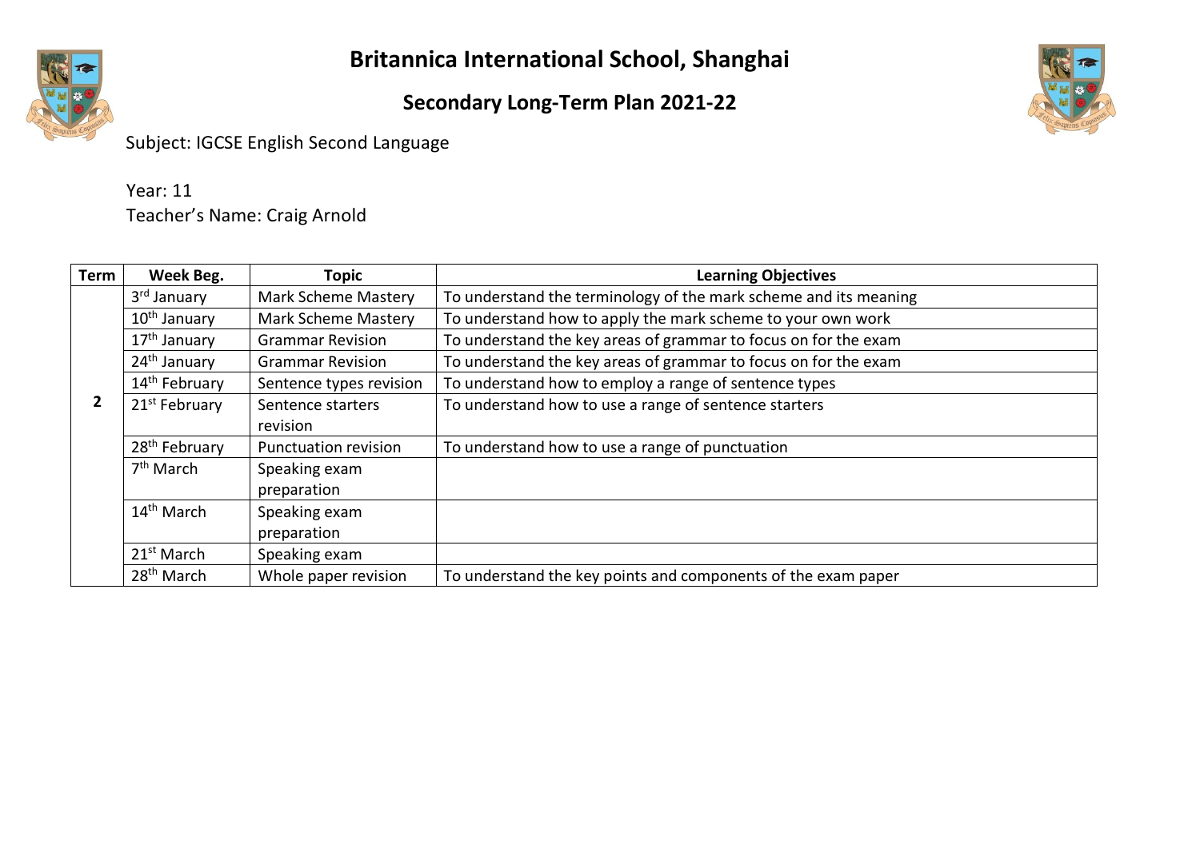# Britannica International School, Shanghai

## Secondary Long-Term Plan 2021-22

Subject: IGCSE English Second Language

Year: 11
Teacher's Name: Craig Arnold

| Term | Week Beg. | Topic | Learning Objectives |
|---|---|---|---|
| 2 | 3rd January | Mark Scheme Mastery | To understand the terminology of the mark scheme and its meaning |
| | 10th January | Mark Scheme Mastery | To understand how to apply the mark scheme to your own work |
| | 17th January | Grammar Revision | To understand the key areas of grammar to focus on for the exam |
| | 24th January | Grammar Revision | To understand the key areas of grammar to focus on for the exam |
| | 14th February | Sentence types revision | To understand how to employ a range of sentence types |
| | 21st February | Sentence starters revision | To understand how to use a range of sentence starters |
| | 28th February | Punctuation revision | To understand how to use a range of punctuation |
| | 7th March | Speaking exam preparation | |
| | 14th March | Speaking exam preparation | |
| | 21st March | Speaking exam | |
| | 28th March | Whole paper revision | To understand the key points and components of the exam paper |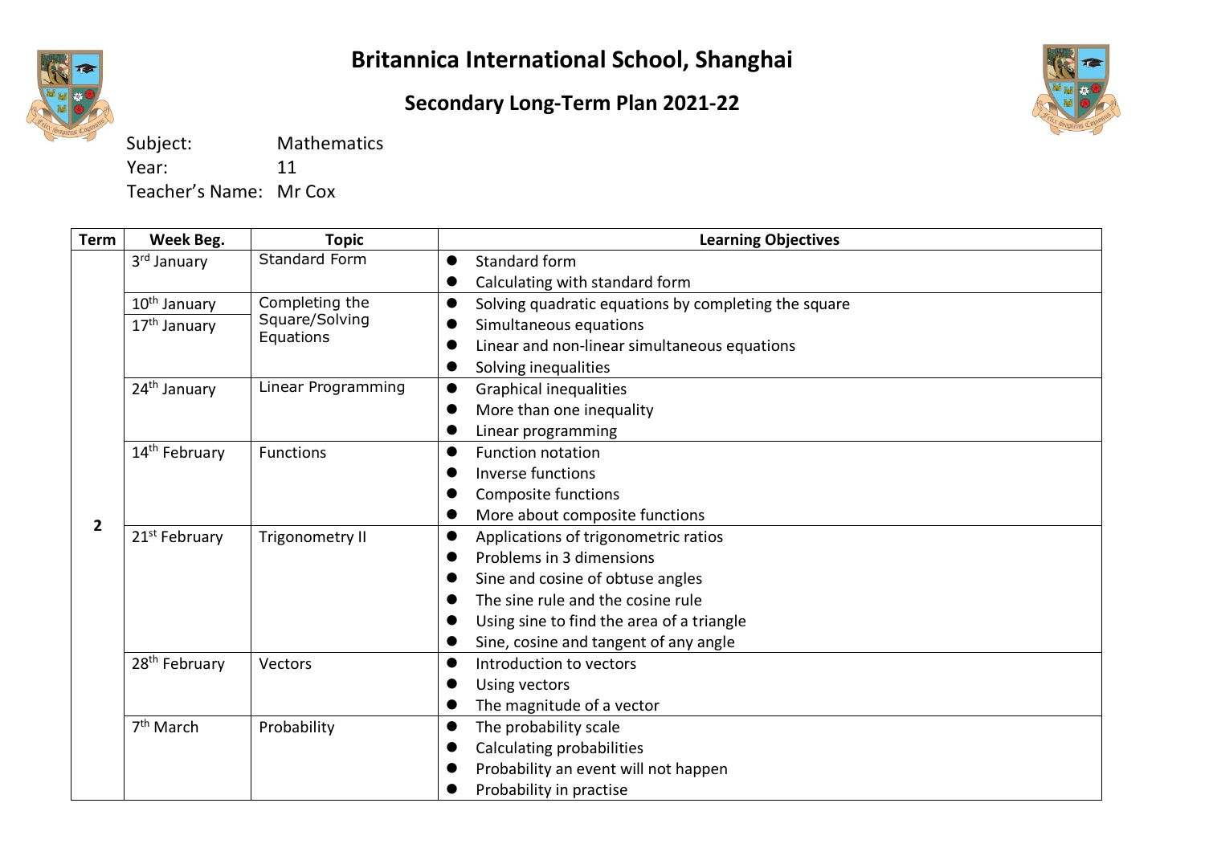# Britannica International School, Shanghai

## Secondary Long-Term Plan 2021-22

Subject: Mathematics
Year: 11
Teacher's Name: Mr Cox

| Term | Week Beg. | Topic | Learning Objectives |
|---|---|---|---|
| 2 | 3rd January | Standard Form | • Standard form<br>• Calculating with standard form |
| | 10th January<br>17th January | Completing the Square/Solving Equations | • Solving quadratic equations by completing the square<br>• Simultaneous equations<br>• Linear and non-linear simultaneous equations<br>• Solving inequalities |
| | 24th January | Linear Programming | • Graphical inequalities<br>• More than one inequality<br>• Linear programming |
| | 14th February | Functions | • Function notation<br>• Inverse functions<br>• Composite functions<br>• More about composite functions |
| | 21st February | Trigonometry II | • Applications of trigonometric ratios<br>• Problems in 3 dimensions<br>• Sine and cosine of obtuse angles<br>• The sine rule and the cosine rule<br>• Using sine to find the area of a triangle<br>• Sine, cosine and tangent of any angle |
| | 28th February | Vectors | • Introduction to vectors<br>• Using vectors<br>• The magnitude of a vector |
| | 7th March | Probability | • The probability scale<br>• Calculating probabilities<br>• Probability an event will not happen<br>• Probability in practise |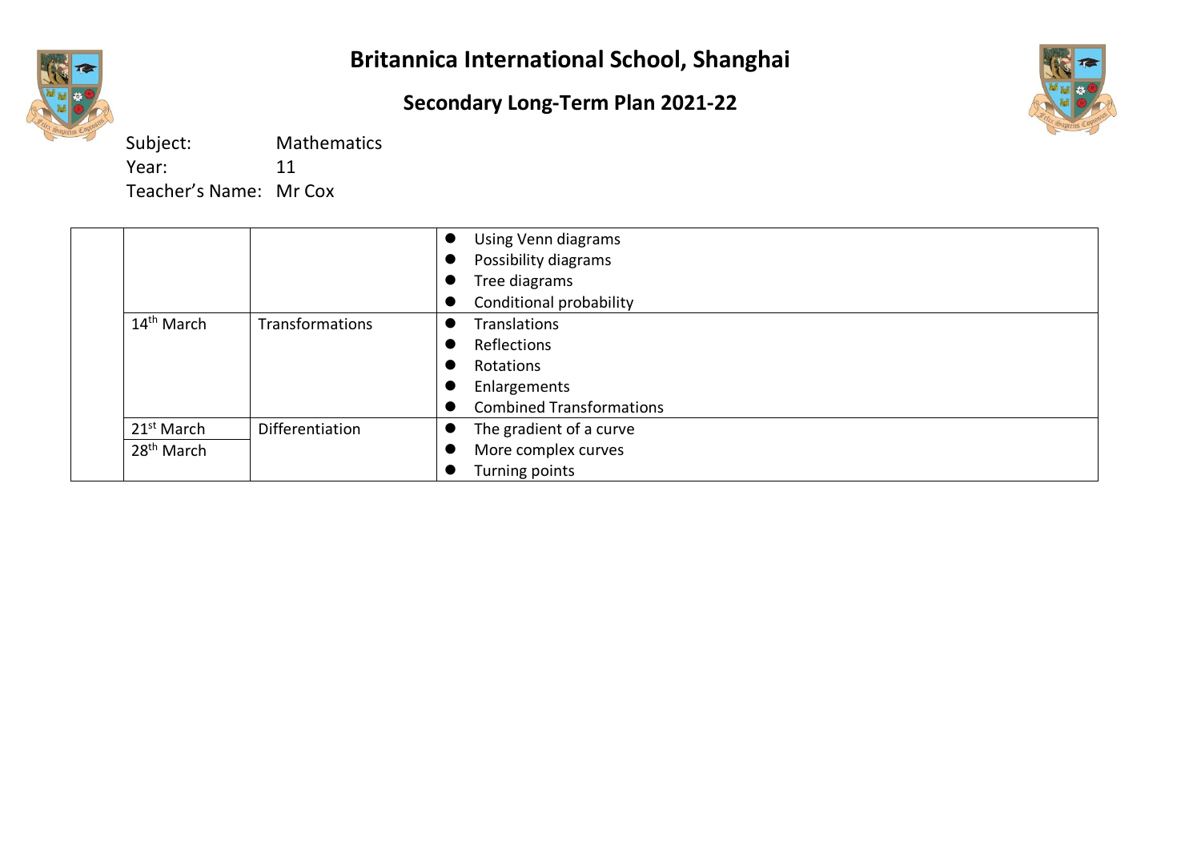# Britannica International School, Shanghai

## Secondary Long-Term Plan 2021-22

Subject: Mathematics
Year: 11
Teacher's Name: Mr Cox

| | | | |
|---|---|---|---|
| | | | • Using Venn diagrams<br>• Possibility diagrams<br>• Tree diagrams<br>• Conditional probability |
| | 14th March | Transformations | • Translations<br>• Reflections<br>• Rotations<br>• Enlargements<br>• Combined Transformations |
| | 21st March<br>28th March | Differentiation | • The gradient of a curve<br>• More complex curves<br>• Turning points |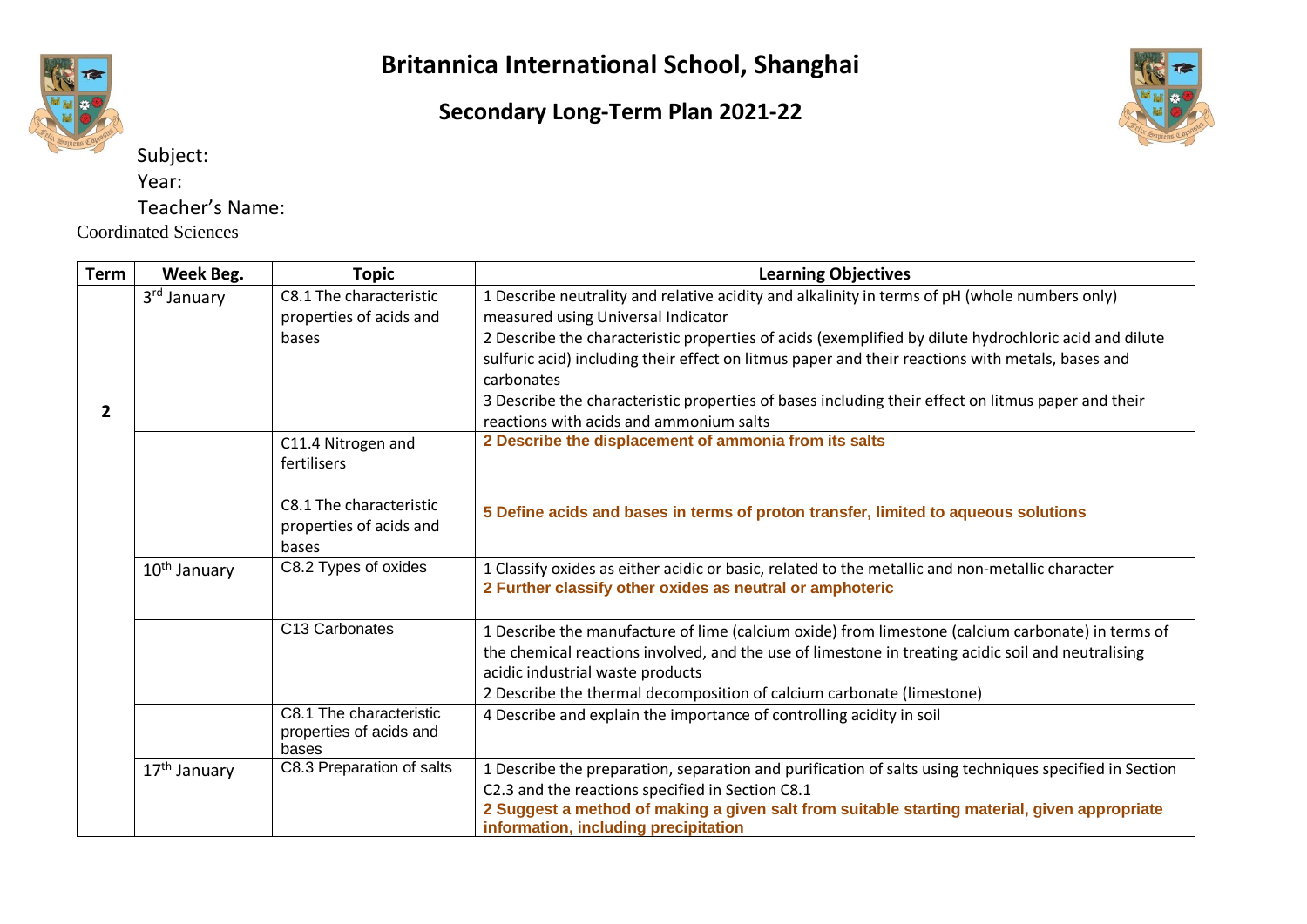# Britannica International School, Shanghai

## Secondary Long-Term Plan 2021-22

Subject:

Year:

Teacher's Name:

Coordinated Sciences

| Term | Week Beg. | Topic | Learning Objectives |
| --- | --- | --- | --- |
| 2 | 3rd January | C8.1 The characteristic properties of acids and bases | 1 Describe neutrality and relative acidity and alkalinity in terms of pH (whole numbers only) measured using Universal Indicator<br>2 Describe the characteristic properties of acids (exemplified by dilute hydrochloric acid and dilute sulfuric acid) including their effect on litmus paper and their reactions with metals, bases and carbonates<br>3 Describe the characteristic properties of bases including their effect on litmus paper and their reactions with acids and ammonium salts |
| | | C11.4 Nitrogen and fertilisers<br><br>C8.1 The characteristic properties of acids and bases | **2 Describe the displacement of ammonia from its salts**<br><br>**5 Define acids and bases in terms of proton transfer, limited to aqueous solutions** |
| | 10th January | C8.2 Types of oxides | 1 Classify oxides as either acidic or basic, related to the metallic and non-metallic character<br>**2 Further classify other oxides as neutral or amphoteric** |
| | | C13 Carbonates | 1 Describe the manufacture of lime (calcium oxide) from limestone (calcium carbonate) in terms of the chemical reactions involved, and the use of limestone in treating acidic soil and neutralising acidic industrial waste products<br>2 Describe the thermal decomposition of calcium carbonate (limestone) |
| | | C8.1 The characteristic properties of acids and bases | 4 Describe and explain the importance of controlling acidity in soil |
| | 17th January | C8.3 Preparation of salts | 1 Describe the preparation, separation and purification of salts using techniques specified in Section C2.3 and the reactions specified in Section C8.1<br>**2 Suggest a method of making a given salt from suitable starting material, given appropriate information, including precipitation** |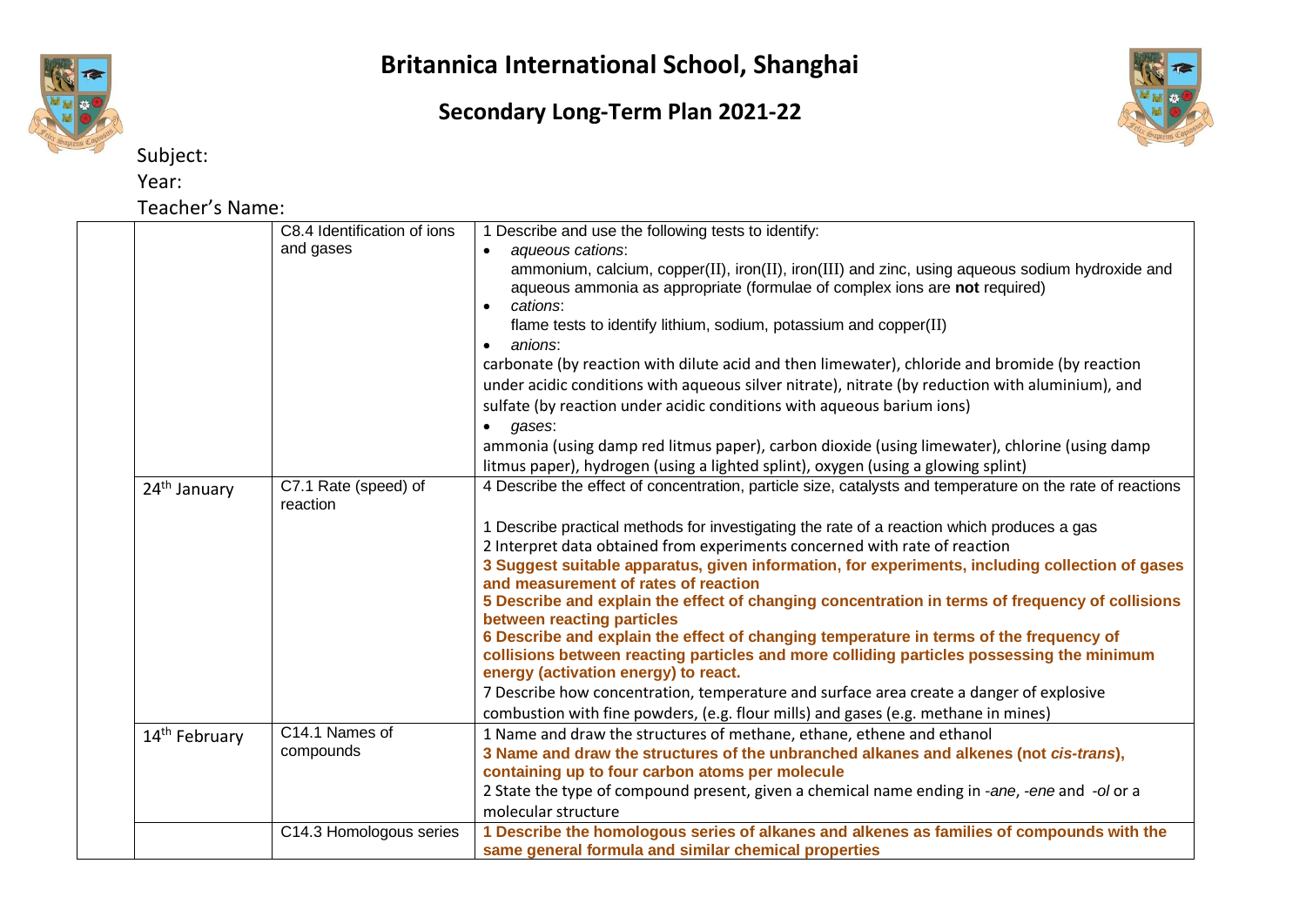# Britannica International School, Shanghai

## Secondary Long-Term Plan 2021-22

Subject:

Year:

Teacher's Name:

| | | | |
|---|---|---|---|
| | | C8.4 Identification of ions and gases | 1 Describe and use the following tests to identify:<br>• *aqueous cations*:<br>ammonium, calcium, copper(II), iron(II), iron(III) and zinc, using aqueous sodium hydroxide and aqueous ammonia as appropriate (formulae of complex ions are **not** required)<br>• *cations*:<br>flame tests to identify lithium, sodium, potassium and copper(II)<br>• *anions*:<br>carbonate (by reaction with dilute acid and then limewater), chloride and bromide (by reaction under acidic conditions with aqueous silver nitrate), nitrate (by reduction with aluminium), and sulfate (by reaction under acidic conditions with aqueous barium ions)<br>• *gases*:<br>ammonia (using damp red litmus paper), carbon dioxide (using limewater), chlorine (using damp litmus paper), hydrogen (using a lighted splint), oxygen (using a glowing splint) |
| | 24th January | C7.1 Rate (speed) of reaction | 4 Describe the effect of concentration, particle size, catalysts and temperature on the rate of reactions<br><br>1 Describe practical methods for investigating the rate of a reaction which produces a gas<br>2 Interpret data obtained from experiments concerned with rate of reaction<br>**3 Suggest suitable apparatus, given information, for experiments, including collection of gases and measurement of rates of reaction**<br>**5 Describe and explain the effect of changing concentration in terms of frequency of collisions between reacting particles**<br>**6 Describe and explain the effect of changing temperature in terms of the frequency of collisions between reacting particles and more colliding particles possessing the minimum energy (activation energy) to react.**<br>7 Describe how concentration, temperature and surface area create a danger of explosive combustion with fine powders, (e.g. flour mills) and gases (e.g. methane in mines) |
| | 14th February | C14.1 Names of compounds | 1 Name and draw the structures of methane, ethane, ethene and ethanol<br>**3 Name and draw the structures of the unbranched alkanes and alkenes (not *cis-trans*), containing up to four carbon atoms per molecule**<br>2 State the type of compound present, given a chemical name ending in *-ane*, *-ene* and *-ol* or a molecular structure |
| | | C14.3 Homologous series | **1 Describe the homologous series of alkanes and alkenes as families of compounds with the same general formula and similar chemical properties** |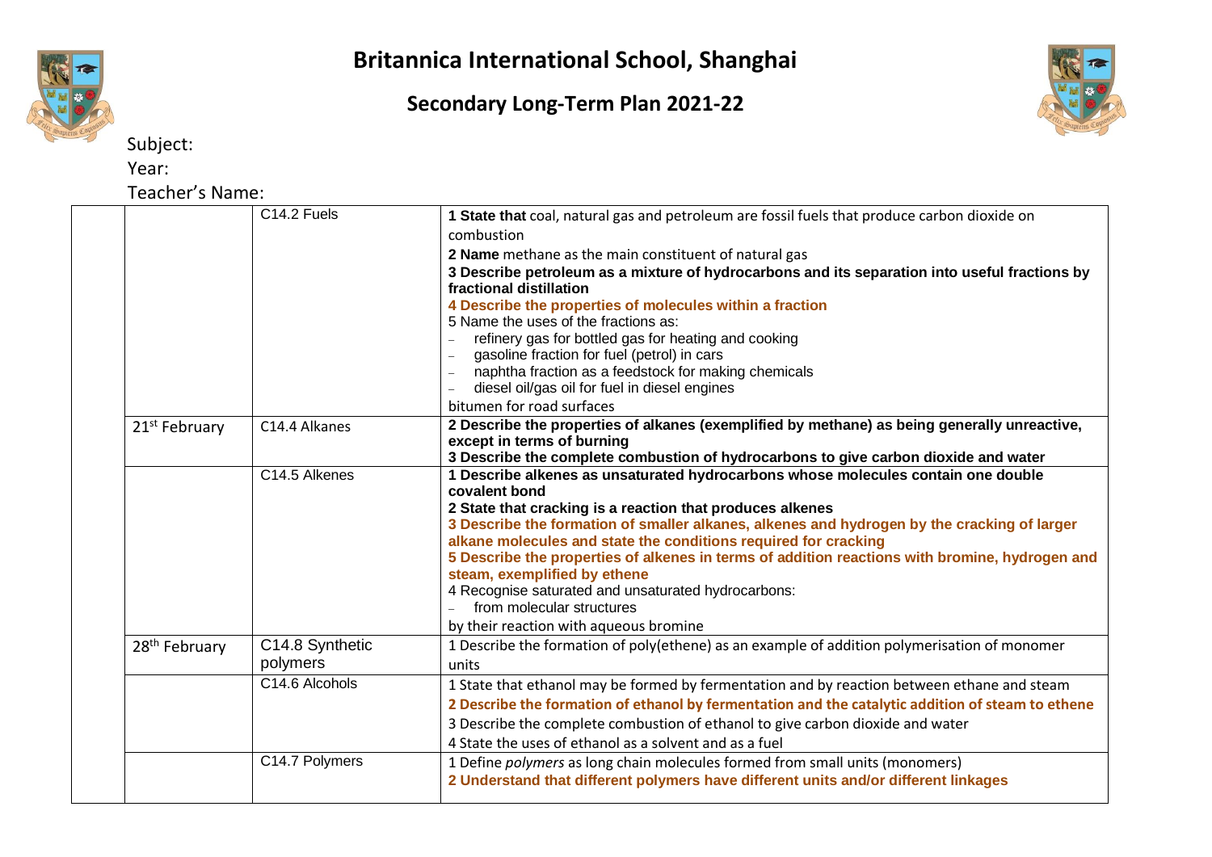# Britannica International School, Shanghai

## Secondary Long-Term Plan 2021-22

Subject:

Year:

Teacher's Name:

| | | | |
|---|---|---|---|
| | | C14.2 Fuels | **1 State that** coal, natural gas and petroleum are fossil fuels that produce carbon dioxide on combustion<br>**2 Name** methane as the main constituent of natural gas<br>**3 Describe petroleum as a mixture of hydrocarbons and its separation into useful fractions by fractional distillation**<br>**4 Describe the properties of molecules within a fraction**<br>5 Name the uses of the fractions as:<br>– refinery gas for bottled gas for heating and cooking<br>– gasoline fraction for fuel (petrol) in cars<br>– naphtha fraction as a feedstock for making chemicals<br>– diesel oil/gas oil for fuel in diesel engines<br>bitumen for road surfaces |
| | 21st February | C14.4 Alkanes | **2 Describe the properties of alkanes (exemplified by methane) as being generally unreactive, except in terms of burning**<br>**3 Describe the complete combustion of hydrocarbons to give carbon dioxide and water** |
| | | C14.5 Alkenes | **1 Describe alkenes as unsaturated hydrocarbons whose molecules contain one double covalent bond**<br>**2 State that cracking is a reaction that produces alkenes**<br>**3 Describe the formation of smaller alkanes, alkenes and hydrogen by the cracking of larger alkane molecules and state the conditions required for cracking**<br>**5 Describe the properties of alkenes in terms of addition reactions with bromine, hydrogen and steam, exemplified by ethene**<br>4 Recognise saturated and unsaturated hydrocarbons:<br>– from molecular structures<br>by their reaction with aqueous bromine |
| | 28th February | C14.8 Synthetic polymers | 1 Describe the formation of poly(ethene) as an example of addition polymerisation of monomer units |
| | | C14.6 Alcohols | 1 State that ethanol may be formed by fermentation and by reaction between ethane and steam<br>**2 Describe the formation of ethanol by fermentation and the catalytic addition of steam to ethene**<br>3 Describe the complete combustion of ethanol to give carbon dioxide and water<br>4 State the uses of ethanol as a solvent and as a fuel |
| | | C14.7 Polymers | 1 Define *polymers* as long chain molecules formed from small units (monomers)<br>**2 Understand that different polymers have different units and/or different linkages** |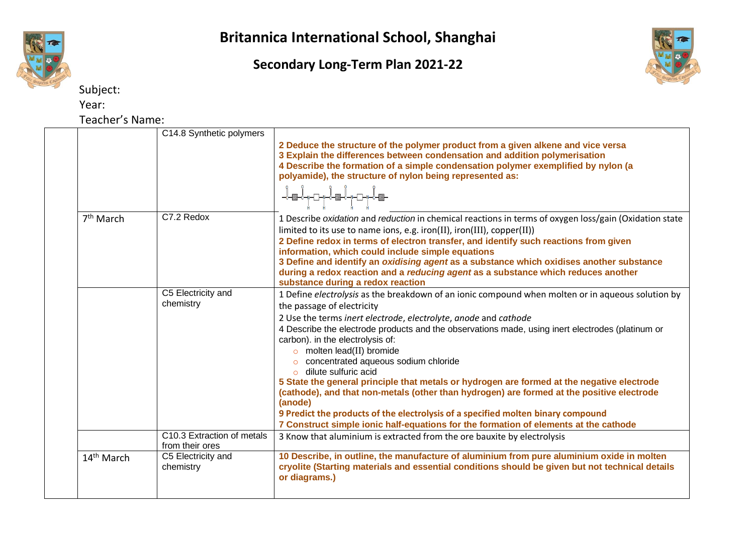# Britannica International School, Shanghai

## Secondary Long-Term Plan 2021-22

Subject:

Year:

Teacher's Name:

| | | | |
|---|---|---|---|
| | | C14.8 Synthetic polymers | **2 Deduce the structure of the polymer product from a given alkene and vice versa**<br>**3 Explain the differences between condensation and addition polymerisation**<br>**4 Describe the formation of a simple condensation polymer exemplified by nylon (a polyamide), the structure of nylon being represented as:** |
| | 7th March | C7.2 Redox | 1 Describe *oxidation* and *reduction* in chemical reactions in terms of oxygen loss/gain (Oxidation state limited to its use to name ions, e.g. iron(II), iron(III), copper(II))<br>**2 Define redox in terms of electron transfer, and identify such reactions from given information, which could include simple equations**<br>**3 Define and identify an *oxidising agent* as a substance which oxidises another substance during a redox reaction and a *reducing agent* as a substance which reduces another substance during a redox reaction** |
| | | C5 Electricity and chemistry | 1 Define *electrolysis* as the breakdown of an ionic compound when molten or in aqueous solution by the passage of electricity<br>2 Use the terms *inert electrode*, *electrolyte*, *anode* and *cathode*<br>4 Describe the electrode products and the observations made, using inert electrodes (platinum or carbon). in the electrolysis of:<br>○ molten lead(II) bromide<br>○ concentrated aqueous sodium chloride<br>○ dilute sulfuric acid<br>**5 State the general principle that metals or hydrogen are formed at the negative electrode (cathode), and that non-metals (other than hydrogen) are formed at the positive electrode (anode)**<br>**9 Predict the products of the electrolysis of a specified molten binary compound**<br>**7 Construct simple ionic half-equations for the formation of elements at the cathode** |
| | | C10.3 Extraction of metals from their ores | 3 Know that aluminium is extracted from the ore bauxite by electrolysis |
| | 14th March | C5 Electricity and chemistry | **10 Describe, in outline, the manufacture of aluminium from pure aluminium oxide in molten cryolite (Starting materials and essential conditions should be given but not technical details or diagrams.)** |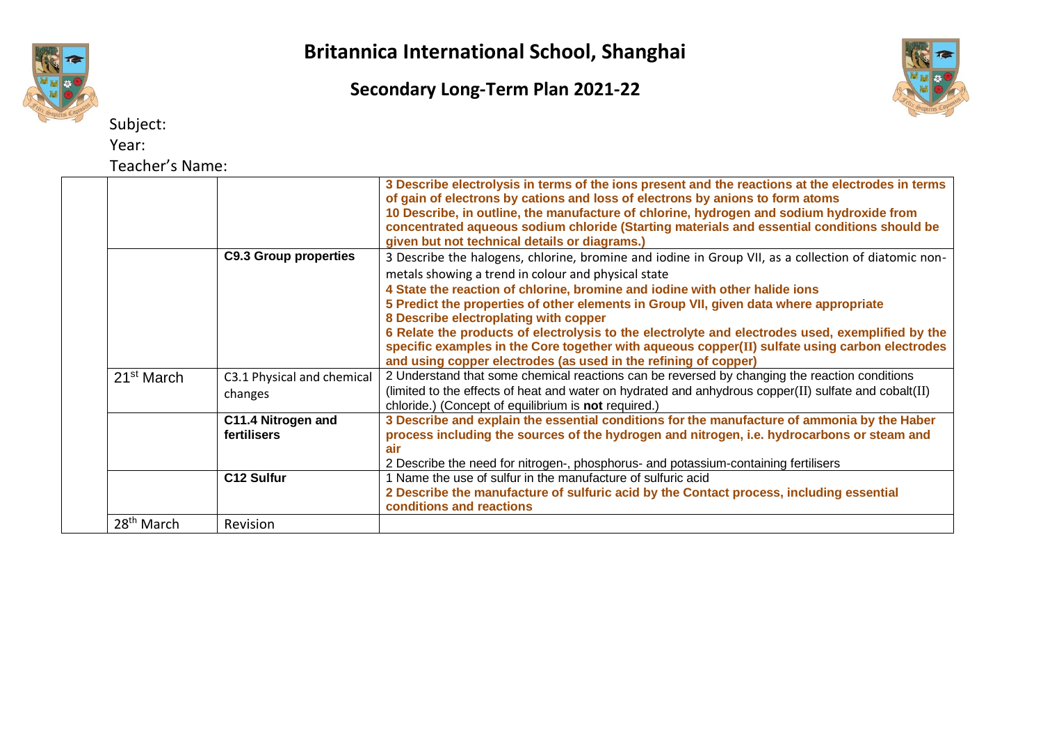# Britannica International School, Shanghai

## Secondary Long-Term Plan 2021-22

Subject:

Year:

Teacher's Name:

| | | | |
|---|---|---|---|
| | | | **3 Describe electrolysis in terms of the ions present and the reactions at the electrodes in terms of gain of electrons by cations and loss of electrons by anions to form atoms**<br>**10 Describe, in outline, the manufacture of chlorine, hydrogen and sodium hydroxide from concentrated aqueous sodium chloride (Starting materials and essential conditions should be given but not technical details or diagrams.)** |
| | | **C9.3 Group properties** | 3 Describe the halogens, chlorine, bromine and iodine in Group VII, as a collection of diatomic non-metals showing a trend in colour and physical state<br>**4 State the reaction of chlorine, bromine and iodine with other halide ions**<br>**5 Predict the properties of other elements in Group VII, given data where appropriate**<br>**8 Describe electroplating with copper**<br>**6 Relate the products of electrolysis to the electrolyte and electrodes used, exemplified by the specific examples in the Core together with aqueous copper(II) sulfate using carbon electrodes and using copper electrodes (as used in the refining of copper)** |
| | 21st March | C3.1 Physical and chemical changes | 2 Understand that some chemical reactions can be reversed by changing the reaction conditions (limited to the effects of heat and water on hydrated and anhydrous copper(II) sulfate and cobalt(II) chloride.) (Concept of equilibrium is **not** required.) |
| | | **C11.4 Nitrogen and fertilisers** | **3 Describe and explain the essential conditions for the manufacture of ammonia by the Haber process including the sources of the hydrogen and nitrogen, i.e. hydrocarbons or steam and air**<br>2 Describe the need for nitrogen-, phosphorus- and potassium-containing fertilisers |
| | | **C12 Sulfur** | 1 Name the use of sulfur in the manufacture of sulfuric acid<br>**2 Describe the manufacture of sulfuric acid by the Contact process, including essential conditions and reactions** |
| | 28th March | Revision | |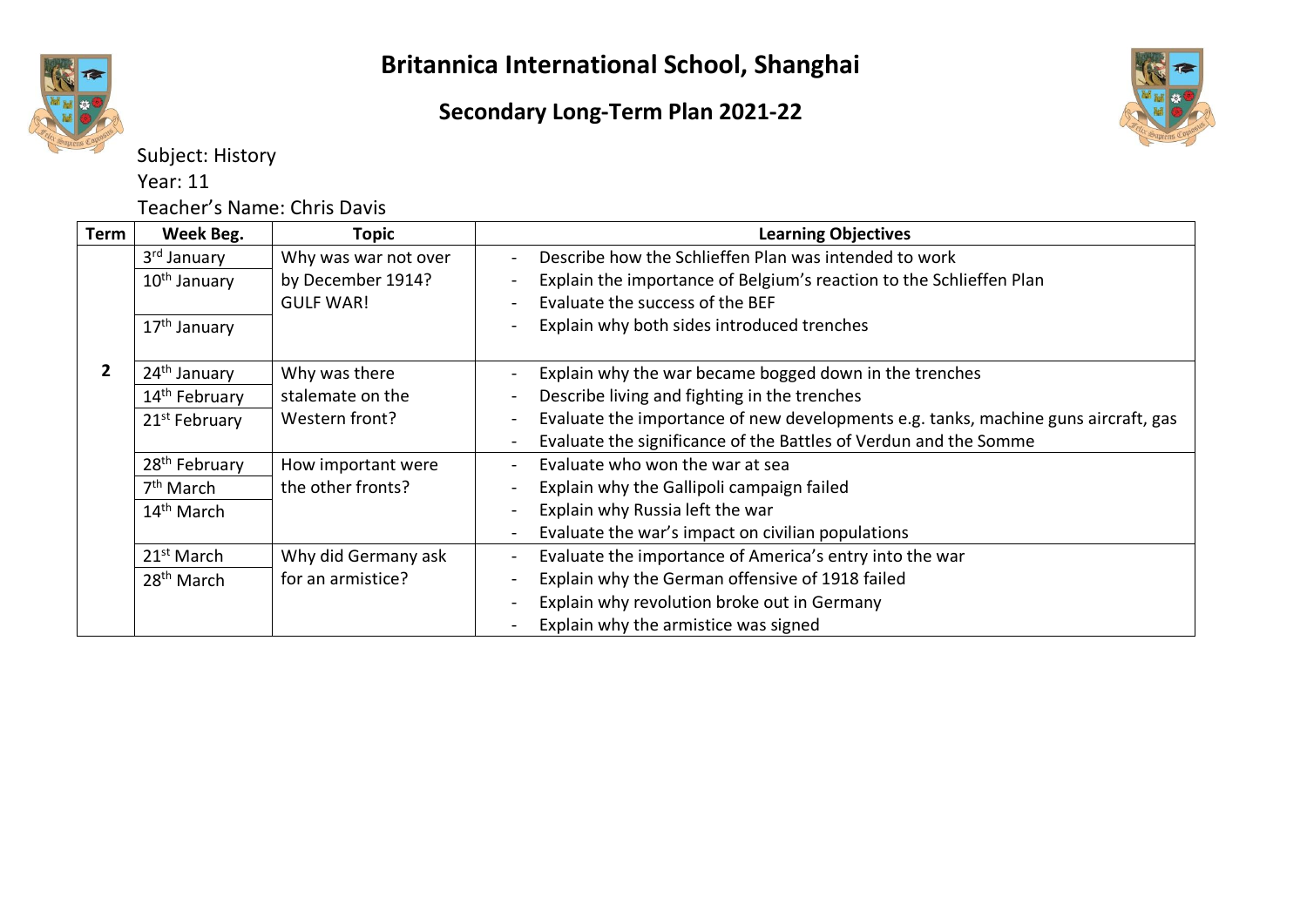# Britannica International School, Shanghai

## Secondary Long-Term Plan 2021-22

Subject: History

Year: 11

Teacher's Name: Chris Davis

| Term | Week Beg. | Topic | Learning Objectives |
| --- | --- | --- | --- |
| 2 | 3rd January<br>10th January<br>17th January | Why was war not over by December 1914?<br>GULF WAR! | - Describe how the Schlieffen Plan was intended to work<br>- Explain the importance of Belgium's reaction to the Schlieffen Plan<br>- Evaluate the success of the BEF<br>- Explain why both sides introduced trenches |
| | 24th January<br>14th February<br>21st February | Why was there stalemate on the Western front? | - Explain why the war became bogged down in the trenches<br>- Describe living and fighting in the trenches<br>- Evaluate the importance of new developments e.g. tanks, machine guns aircraft, gas<br>- Evaluate the significance of the Battles of Verdun and the Somme |
| | 28th February<br>7th March<br>14th March | How important were the other fronts? | - Evaluate who won the war at sea<br>- Explain why the Gallipoli campaign failed<br>- Explain why Russia left the war<br>- Evaluate the war's impact on civilian populations |
| | 21st March<br>28th March | Why did Germany ask for an armistice? | - Evaluate the importance of America's entry into the war<br>- Explain why the German offensive of 1918 failed<br>- Explain why revolution broke out in Germany<br>- Explain why the armistice was signed |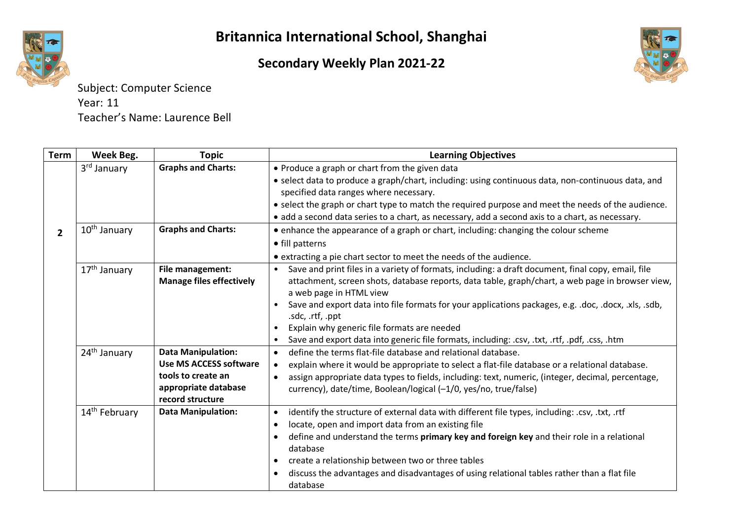# Britannica International School, Shanghai

## Secondary Weekly Plan 2021-22

Subject: Computer Science
Year: 11
Teacher's Name: Laurence Bell

| Term | Week Beg. | Topic | Learning Objectives |
|---|---|---|---|
| 2 | 3rd January | **Graphs and Charts:** | • Produce a graph or chart from the given data<br>• select data to produce a graph/chart, including: using continuous data, non-continuous data, and specified data ranges where necessary.<br>• select the graph or chart type to match the required purpose and meet the needs of the audience.<br>• add a second data series to a chart, as necessary, add a second axis to a chart, as necessary. |
| | 10th January | **Graphs and Charts:** | • enhance the appearance of a graph or chart, including: changing the colour scheme<br>• fill patterns<br>• extracting a pie chart sector to meet the needs of the audience. |
| | 17th January | **File management: Manage files effectively** | • Save and print files in a variety of formats, including: a draft document, final copy, email, file attachment, screen shots, database reports, data table, graph/chart, a web page in browser view, a web page in HTML view<br>• Save and export data into file formats for your applications packages, e.g. .doc, .docx, .xls, .sdb, .sdc, .rtf, .ppt<br>• Explain why generic file formats are needed<br>• Save and export data into generic file formats, including: .csv, .txt, .rtf, .pdf, .css, .htm |
| | 24th January | **Data Manipulation: Use MS ACCESS software tools to create an appropriate database record structure** | • define the terms flat-file database and relational database.<br>• explain where it would be appropriate to select a flat-file database or a relational database.<br>• assign appropriate data types to fields, including: text, numeric, (integer, decimal, percentage, currency), date/time, Boolean/logical (–1/0, yes/no, true/false) |
| | 14th February | **Data Manipulation:** | • identify the structure of external data with different file types, including: .csv, .txt, .rtf<br>• locate, open and import data from an existing file<br>• define and understand the terms **primary key and foreign key** and their role in a relational database<br>• create a relationship between two or three tables<br>• discuss the advantages and disadvantages of using relational tables rather than a flat file database |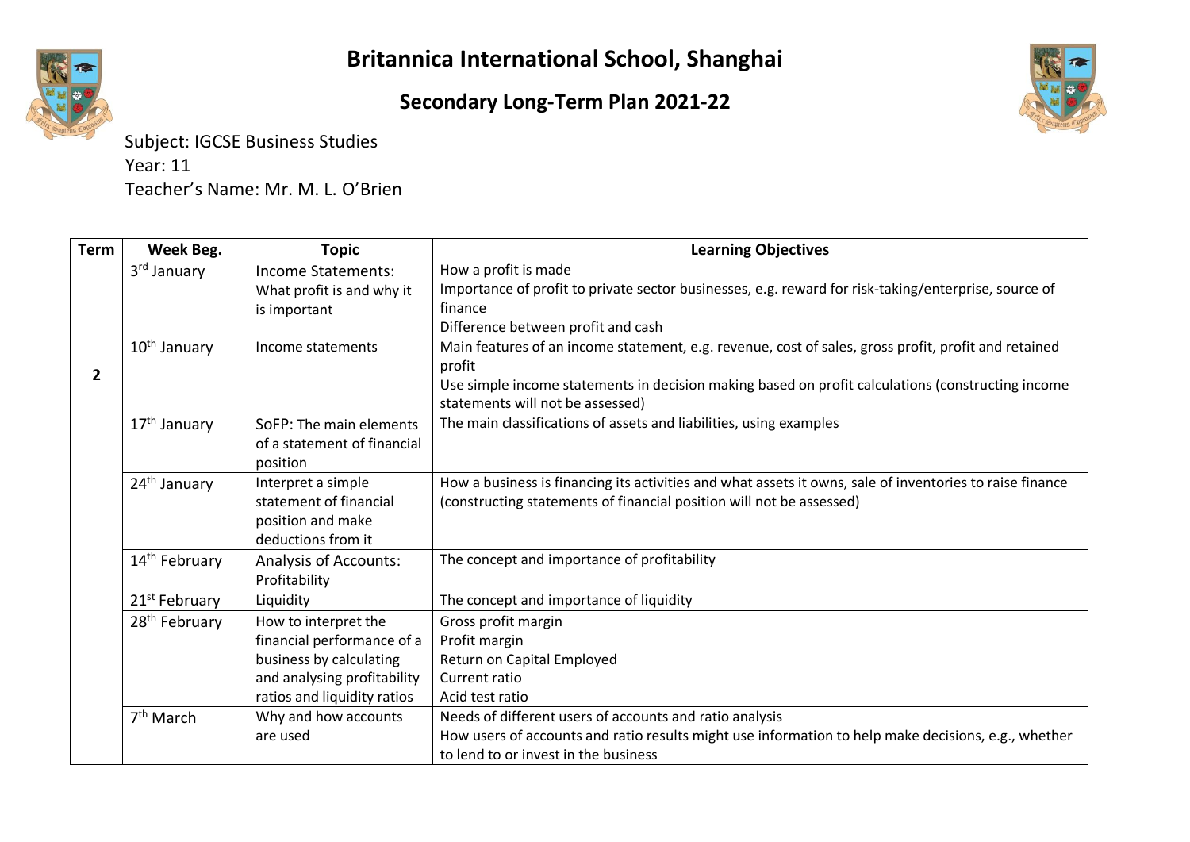# Britannica International School, Shanghai

## Secondary Long-Term Plan 2021-22

Subject: IGCSE Business Studies
Year: 11
Teacher's Name: Mr. M. L. O'Brien

| Term | Week Beg. | Topic | Learning Objectives |
|---|---|---|---|
| 2 | 3rd January | Income Statements: What profit is and why it is important | How a profit is made<br>Importance of profit to private sector businesses, e.g. reward for risk-taking/enterprise, source of finance<br>Difference between profit and cash |
| | 10th January | Income statements | Main features of an income statement, e.g. revenue, cost of sales, gross profit, profit and retained profit<br>Use simple income statements in decision making based on profit calculations (constructing income statements will not be assessed) |
| | 17th January | SoFP: The main elements of a statement of financial position | The main classifications of assets and liabilities, using examples |
| | 24th January | Interpret a simple statement of financial position and make deductions from it | How a business is financing its activities and what assets it owns, sale of inventories to raise finance (constructing statements of financial position will not be assessed) |
| | 14th February | Analysis of Accounts: Profitability | The concept and importance of profitability |
| | 21st February | Liquidity | The concept and importance of liquidity |
| | 28th February | How to interpret the financial performance of a business by calculating and analysing profitability ratios and liquidity ratios | Gross profit margin<br>Profit margin<br>Return on Capital Employed<br>Current ratio<br>Acid test ratio |
| | 7th March | Why and how accounts are used | Needs of different users of accounts and ratio analysis<br>How users of accounts and ratio results might use information to help make decisions, e.g., whether to lend to or invest in the business |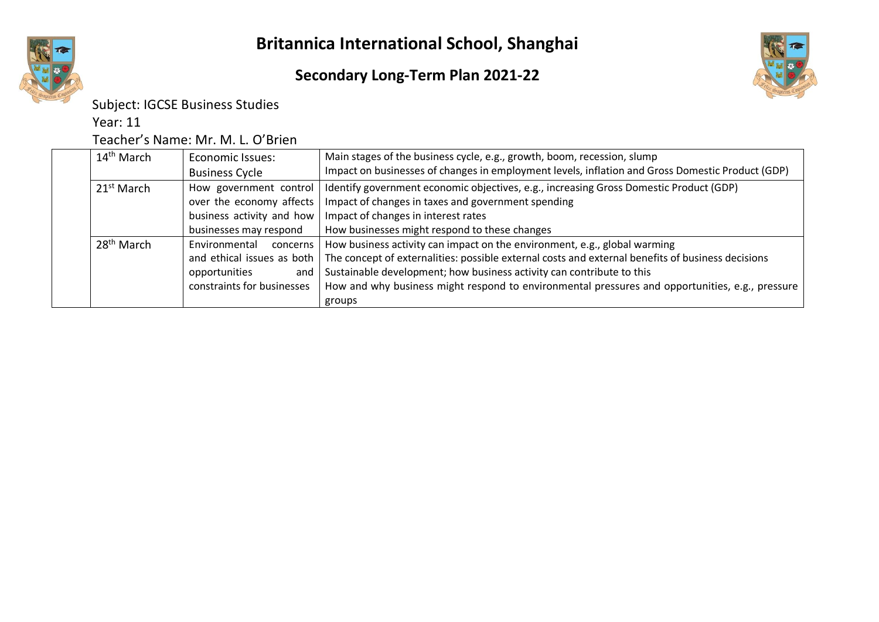# Britannica International School, Shanghai

## Secondary Long-Term Plan 2021-22

Subject: IGCSE Business Studies

Year: 11

Teacher's Name: Mr. M. L. O'Brien

| | | | |
|---|---|---|---|
| | 14th March | Economic Issues: Business Cycle | Main stages of the business cycle, e.g., growth, boom, recession, slump<br>Impact on businesses of changes in employment levels, inflation and Gross Domestic Product (GDP) |
| | 21st March | How government control over the economy affects business activity and how businesses may respond | Identify government economic objectives, e.g., increasing Gross Domestic Product (GDP)<br>Impact of changes in taxes and government spending<br>Impact of changes in interest rates<br>How businesses might respond to these changes |
| | 28th March | Environmental concerns and ethical issues as both opportunities and constraints for businesses | How business activity can impact on the environment, e.g., global warming<br>The concept of externalities: possible external costs and external benefits of business decisions<br>Sustainable development; how business activity can contribute to this<br>How and why business might respond to environmental pressures and opportunities, e.g., pressure groups |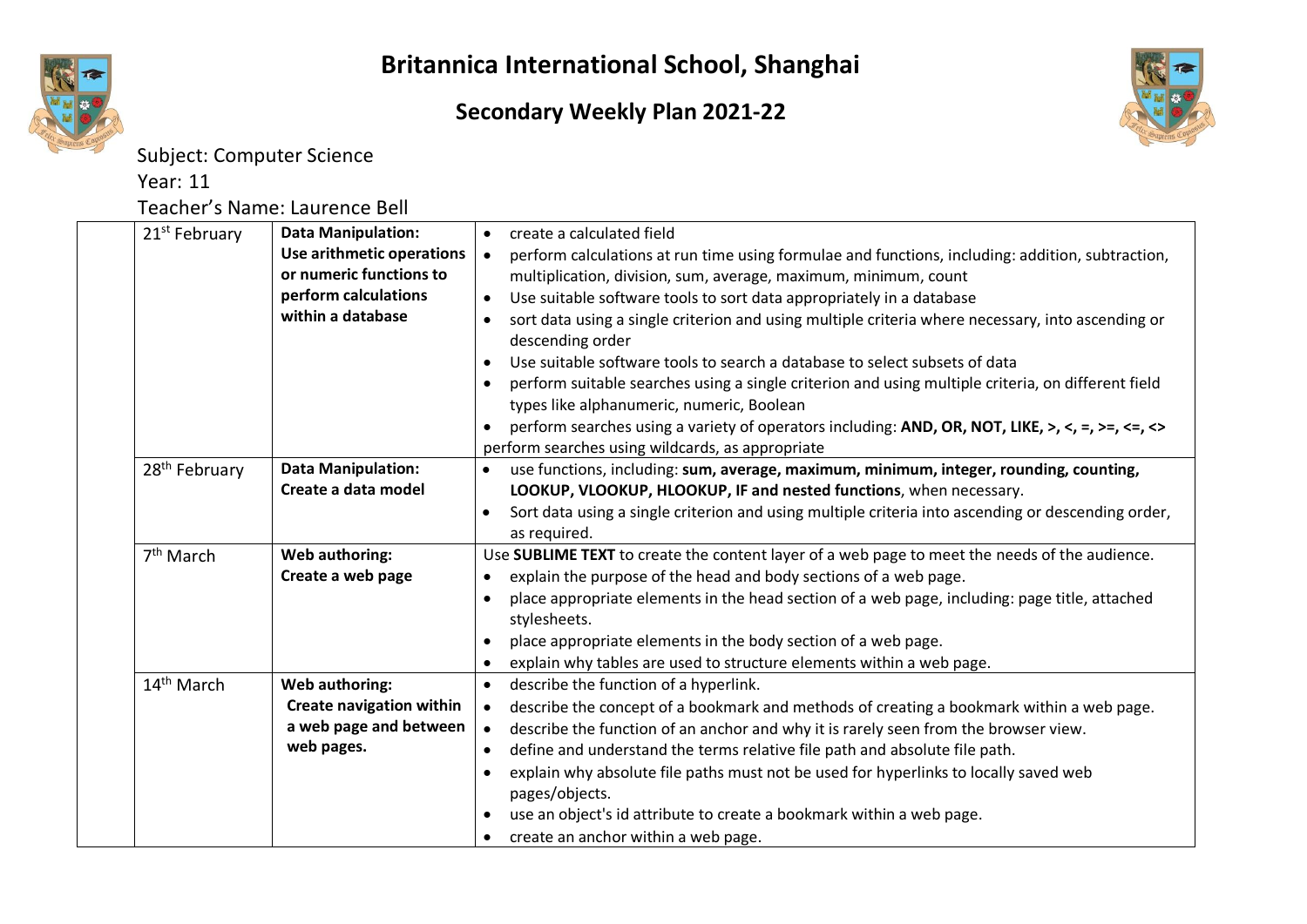# Britannica International School, Shanghai

## Secondary Weekly Plan 2021-22

Subject: Computer Science

Year: 11

Teacher's Name: Laurence Bell

| | | | |
|---|---|---|---|
| | 21st February | **Data Manipulation: Use arithmetic operations or numeric functions to perform calculations within a database** | • create a calculated field<br>• perform calculations at run time using formulae and functions, including: addition, subtraction, multiplication, division, sum, average, maximum, minimum, count<br>• Use suitable software tools to sort data appropriately in a database<br>• sort data using a single criterion and using multiple criteria where necessary, into ascending or descending order<br>• Use suitable software tools to search a database to select subsets of data<br>• perform suitable searches using a single criterion and using multiple criteria, on different field types like alphanumeric, numeric, Boolean<br>• perform searches using a variety of operators including: **AND, OR, NOT, LIKE, >, <, =, >=, <=, <>**<br>perform searches using wildcards, as appropriate |
| | 28th February | **Data Manipulation: Create a data model** | • use functions, including: **sum, average, maximum, minimum, integer, rounding, counting, LOOKUP, VLOOKUP, HLOOKUP, IF and nested functions**, when necessary.<br>• Sort data using a single criterion and using multiple criteria into ascending or descending order, as required. |
| | 7th March | **Web authoring: Create a web page** | Use **SUBLIME TEXT** to create the content layer of a web page to meet the needs of the audience.<br>• explain the purpose of the head and body sections of a web page.<br>• place appropriate elements in the head section of a web page, including: page title, attached stylesheets.<br>• place appropriate elements in the body section of a web page.<br>• explain why tables are used to structure elements within a web page. |
| | 14th March | **Web authoring: Create navigation within a web page and between web pages.** | • describe the function of a hyperlink.<br>• describe the concept of a bookmark and methods of creating a bookmark within a web page.<br>• describe the function of an anchor and why it is rarely seen from the browser view.<br>• define and understand the terms relative file path and absolute file path.<br>• explain why absolute file paths must not be used for hyperlinks to locally saved web pages/objects.<br>• use an object's id attribute to create a bookmark within a web page.<br>• create an anchor within a web page. |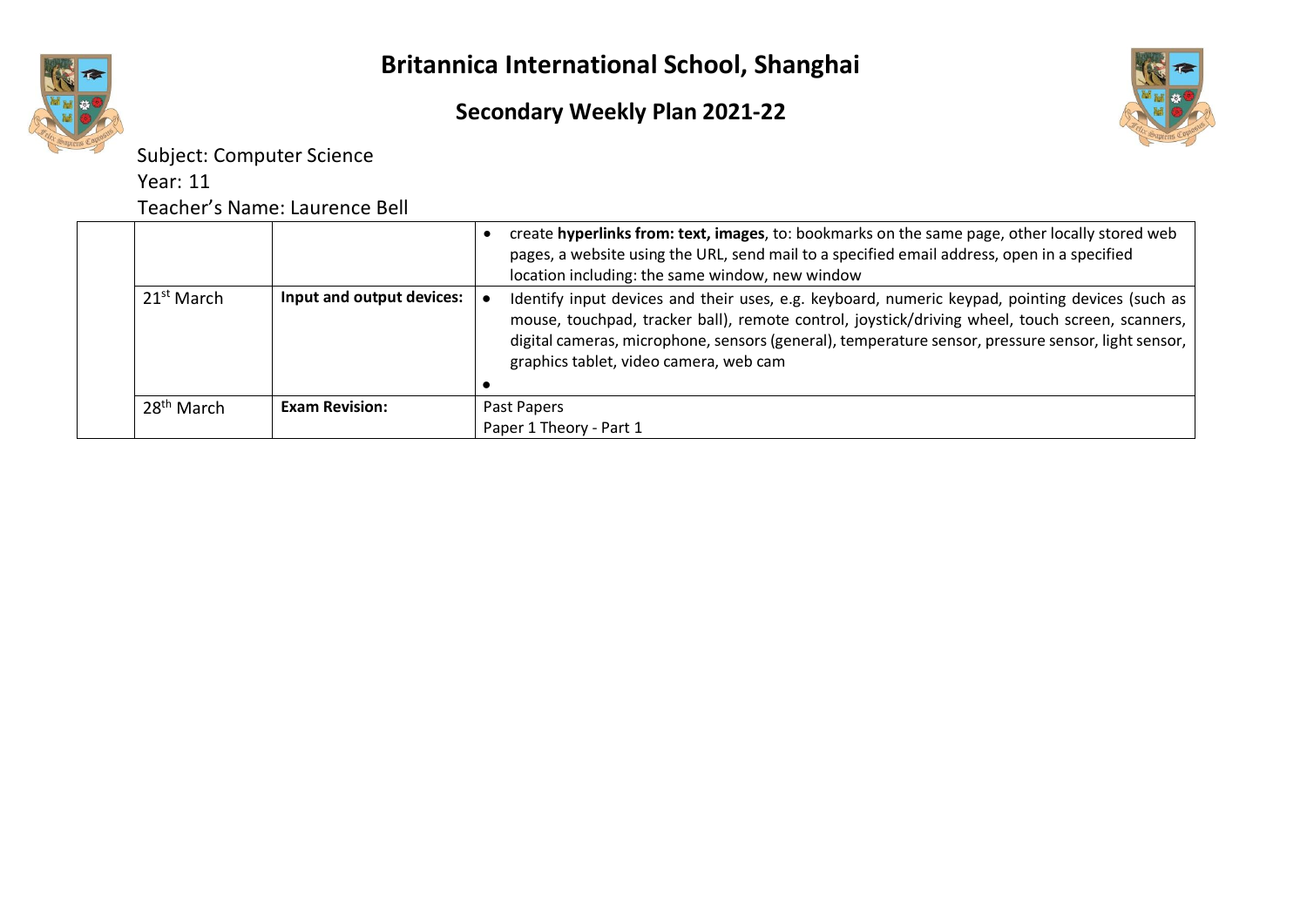# Britannica International School, Shanghai

## Secondary Weekly Plan 2021-22

Subject: Computer Science

Year: 11

Teacher's Name: Laurence Bell

| | | | |
|---|---|---|---|
| | | | • create **hyperlinks from: text, images**, to: bookmarks on the same page, other locally stored web pages, a website using the URL, send mail to a specified email address, open in a specified location including: the same window, new window |
| | 21st March | **Input and output devices:** | • Identify input devices and their uses, e.g. keyboard, numeric keypad, pointing devices (such as mouse, touchpad, tracker ball), remote control, joystick/driving wheel, touch screen, scanners, digital cameras, microphone, sensors (general), temperature sensor, pressure sensor, light sensor, graphics tablet, video camera, web cam<br>• |
| | 28th March | **Exam Revision:** | Past Papers<br>Paper 1 Theory - Part 1 |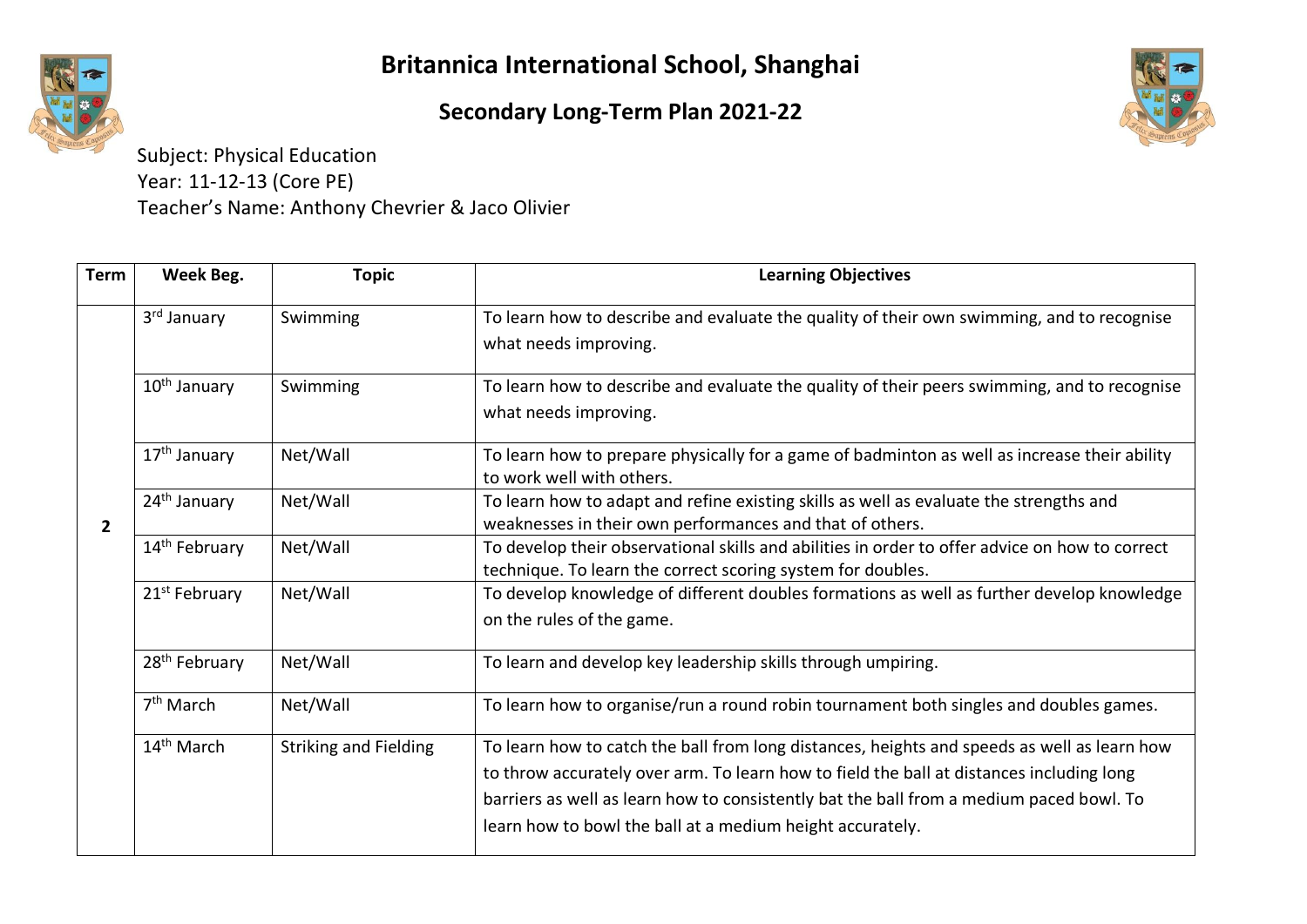# Britannica International School, Shanghai

## Secondary Long-Term Plan 2021-22

Subject: Physical Education
Year: 11-12-13 (Core PE)
Teacher's Name: Anthony Chevrier & Jaco Olivier

| Term | Week Beg. | Topic | Learning Objectives |
|---|---|---|---|
| 2 | 3rd January | Swimming | To learn how to describe and evaluate the quality of their own swimming, and to recognise what needs improving. |
| | 10th January | Swimming | To learn how to describe and evaluate the quality of their peers swimming, and to recognise what needs improving. |
| | 17th January | Net/Wall | To learn how to prepare physically for a game of badminton as well as increase their ability to work well with others. |
| | 24th January | Net/Wall | To learn how to adapt and refine existing skills as well as evaluate the strengths and weaknesses in their own performances and that of others. |
| | 14th February | Net/Wall | To develop their observational skills and abilities in order to offer advice on how to correct technique. To learn the correct scoring system for doubles. |
| | 21st February | Net/Wall | To develop knowledge of different doubles formations as well as further develop knowledge on the rules of the game. |
| | 28th February | Net/Wall | To learn and develop key leadership skills through umpiring. |
| | 7th March | Net/Wall | To learn how to organise/run a round robin tournament both singles and doubles games. |
| | 14th March | Striking and Fielding | To learn how to catch the ball from long distances, heights and speeds as well as learn how to throw accurately over arm. To learn how to field the ball at distances including long barriers as well as learn how to consistently bat the ball from a medium paced bowl. To learn how to bowl the ball at a medium height accurately. |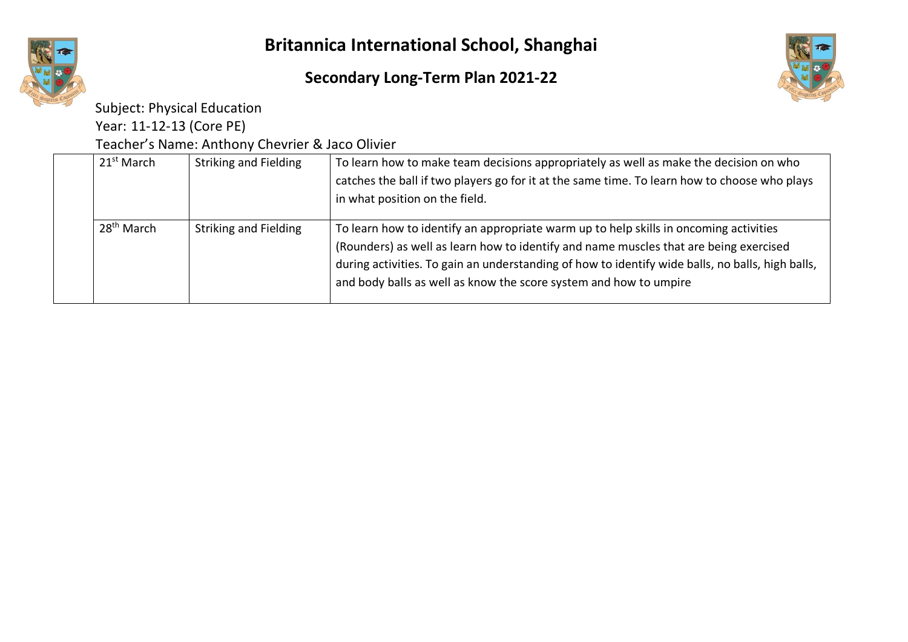# Britannica International School, Shanghai

## Secondary Long-Term Plan 2021-22

Subject: Physical Education

Year: 11-12-13 (Core PE)

Teacher's Name: Anthony Chevrier & Jaco Olivier

| | | | |
|---|---|---|---|
| | 21st March | Striking and Fielding | To learn how to make team decisions appropriately as well as make the decision on who catches the ball if two players go for it at the same time. To learn how to choose who plays in what position on the field. |
| | 28th March | Striking and Fielding | To learn how to identify an appropriate warm up to help skills in oncoming activities (Rounders) as well as learn how to identify and name muscles that are being exercised during activities. To gain an understanding of how to identify wide balls, no balls, high balls, and body balls as well as know the score system and how to umpire |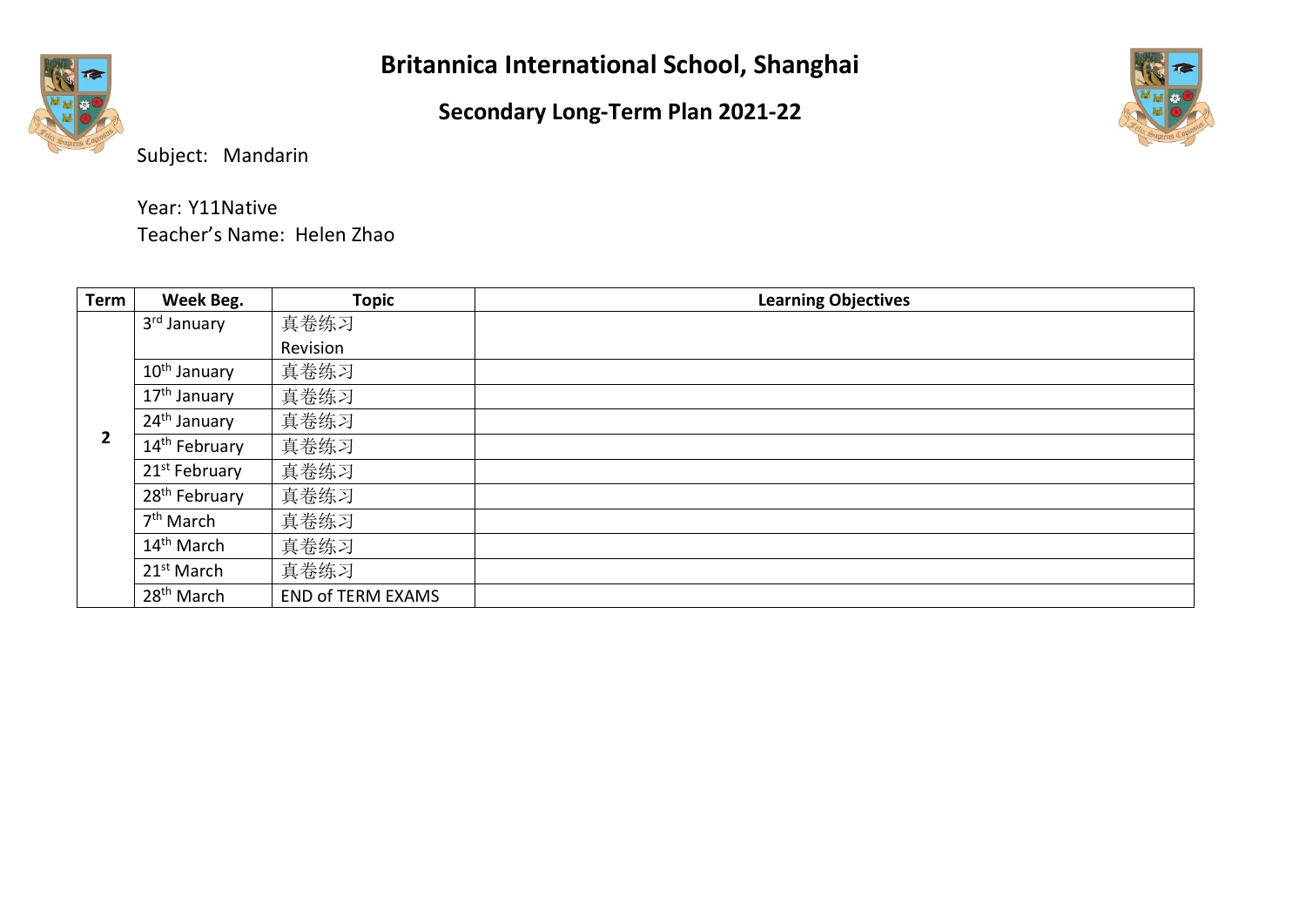# Britannica International School, Shanghai

## Secondary Long-Term Plan 2021-22

Subject: Mandarin

Year: Y11Native
Teacher's Name: Helen Zhao

| Term | Week Beg. | Topic | Learning Objectives |
|---|---|---|---|
| 2 | 3rd January | 真卷练习<br>Revision | |
| | 10th January | 真卷练习 | |
| | 17th January | 真卷练习 | |
| | 24th January | 真卷练习 | |
| | 14th February | 真卷练习 | |
| | 21st February | 真卷练习 | |
| | 28th February | 真卷练习 | |
| | 7th March | 真卷练习 | |
| | 14th March | 真卷练习 | |
| | 21st March | 真卷练习 | |
| | 28th March | END of TERM EXAMS | |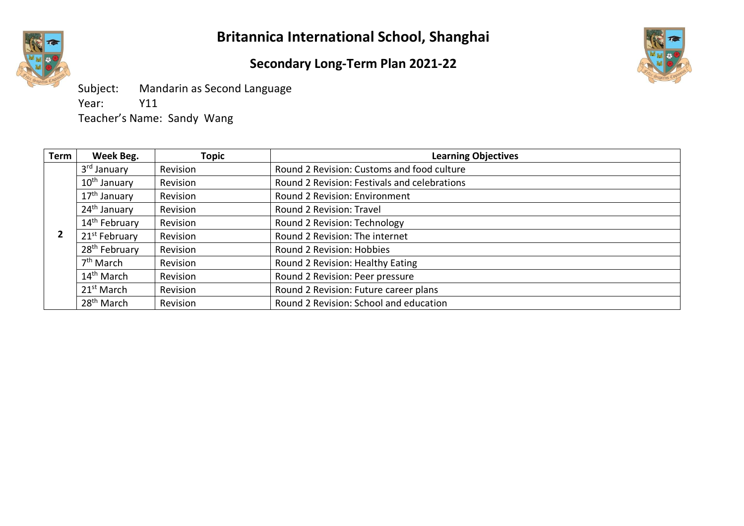# Britannica International School, Shanghai

## Secondary Long-Term Plan 2021-22

Subject: Mandarin as Second Language
Year: Y11
Teacher's Name: Sandy Wang

| Term | Week Beg. | Topic | Learning Objectives |
|---|---|---|---|
| 2 | 3rd January | Revision | Round 2 Revision: Customs and food culture |
| | 10th January | Revision | Round 2 Revision: Festivals and celebrations |
| | 17th January | Revision | Round 2 Revision: Environment |
| | 24th January | Revision | Round 2 Revision: Travel |
| | 14th February | Revision | Round 2 Revision: Technology |
| | 21st February | Revision | Round 2 Revision: The internet |
| | 28th February | Revision | Round 2 Revision: Hobbies |
| | 7th March | Revision | Round 2 Revision: Healthy Eating |
| | 14th March | Revision | Round 2 Revision: Peer pressure |
| | 21st March | Revision | Round 2 Revision: Future career plans |
| | 28th March | Revision | Round 2 Revision: School and education |